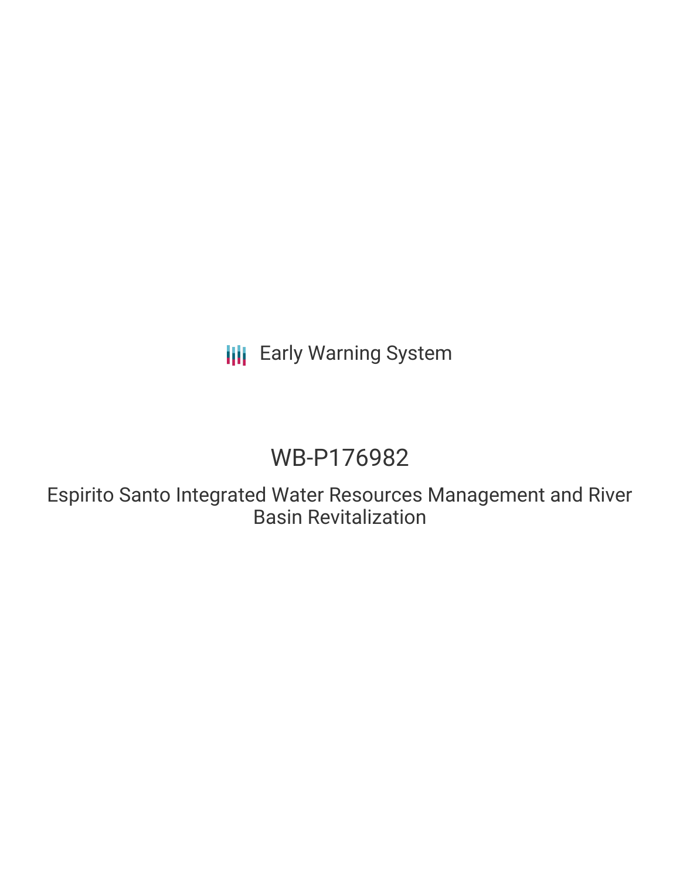Early Warning System

# WB-P176982

## Espirito Santo Integrated Water Resources Management and River Basin Revitalization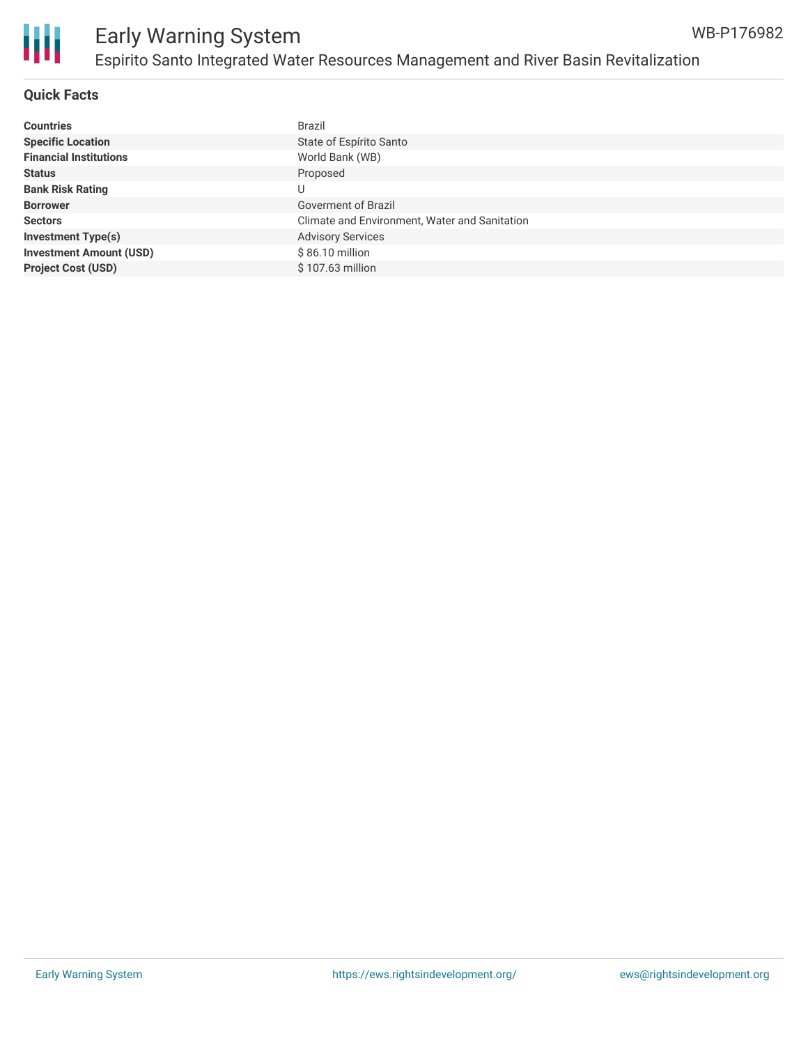## Quick Facts

| | |
|---|---|
| **Countries** | Brazil |
| **Specific Location** | State of Espírito Santo |
| **Financial Institutions** | World Bank (WB) |
| **Status** | Proposed |
| **Bank Risk Rating** | U |
| **Borrower** | Goverment of Brazil |
| **Sectors** | Climate and Environment, Water and Sanitation |
| **Investment Type(s)** | Advisory Services |
| **Investment Amount (USD)** | $ 86.10 million |
| **Project Cost (USD)** | $ 107.63 million |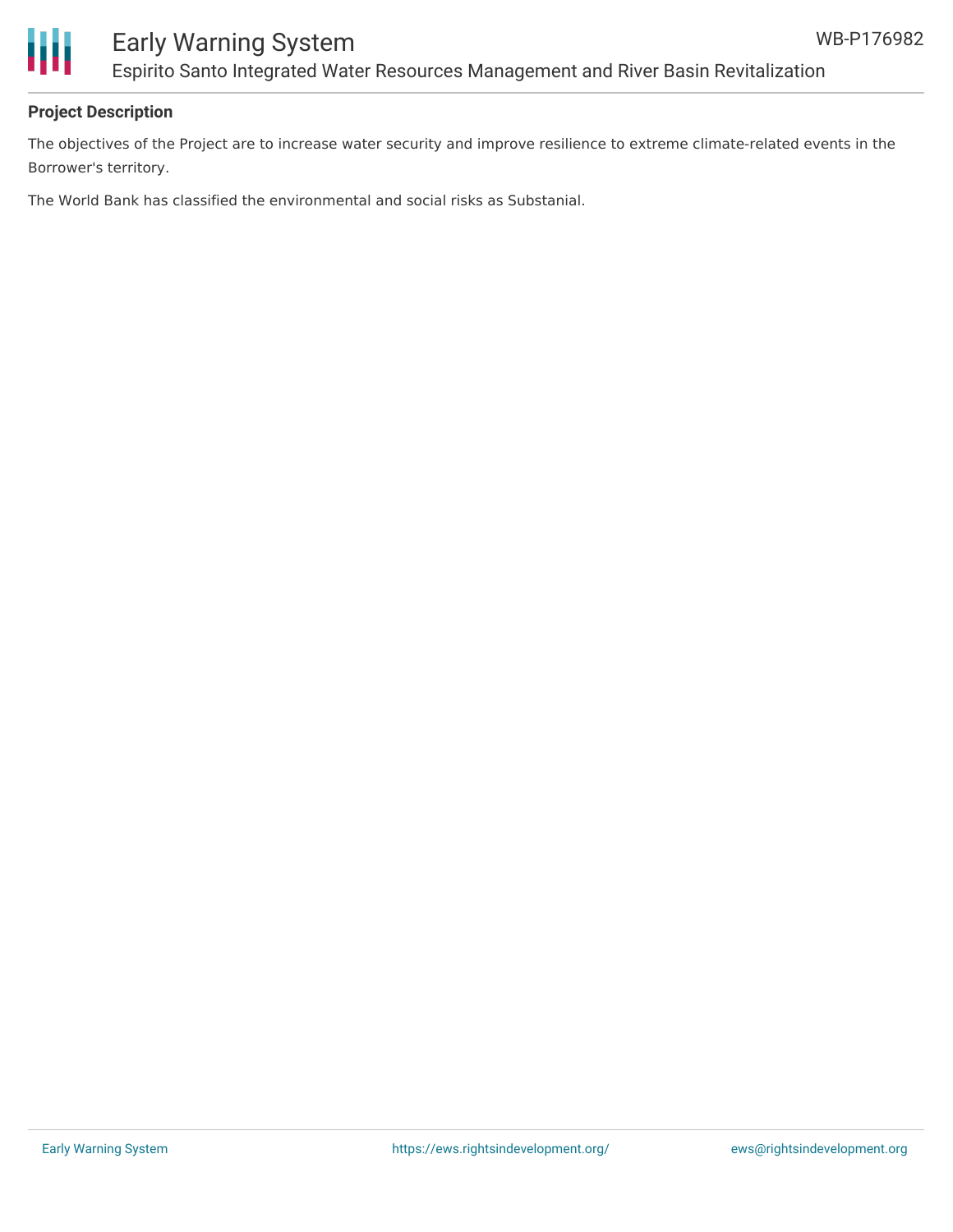## Project Description

The objectives of the Project are to increase water security and improve resilience to extreme climate-related events in the Borrower's territory.

The World Bank has classified the environmental and social risks as Substanial.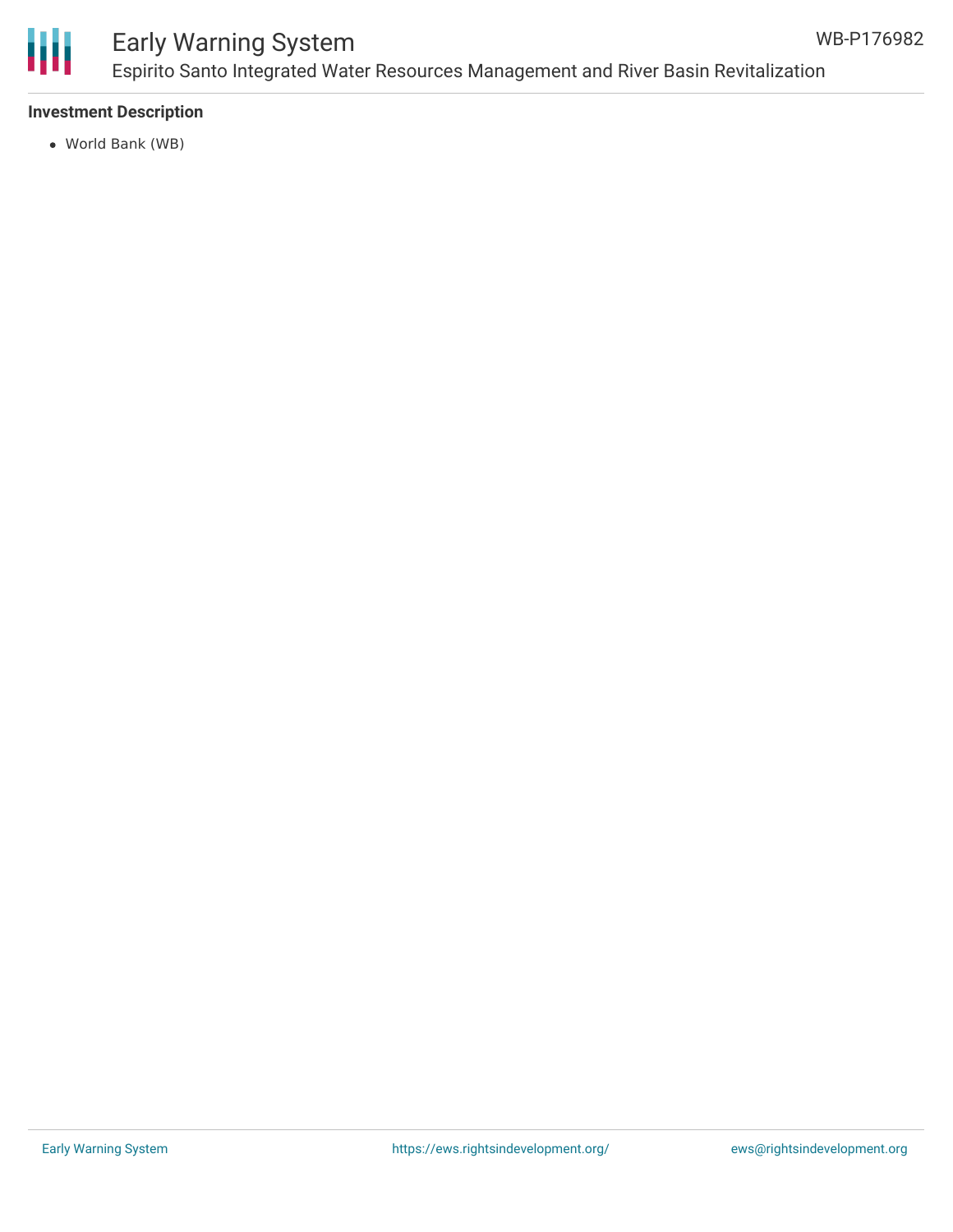**Investment Description**

- World Bank (WB)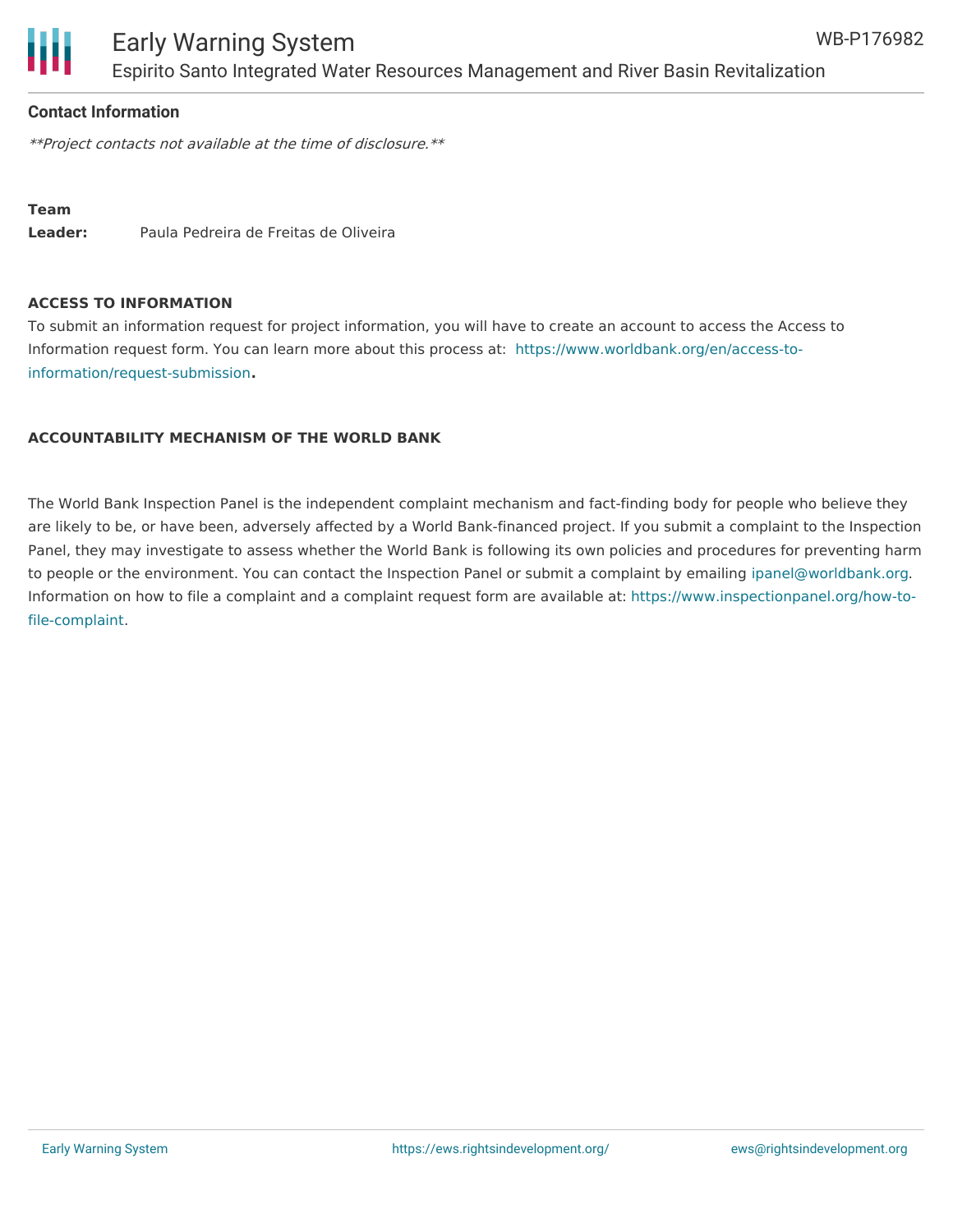#### Contact Information

*\*\*Project contacts not available at the time of disclosure.\*\**

**Team Leader:** Paula Pedreira de Freitas de Oliveira

**ACCESS TO INFORMATION**

To submit an information request for project information, you will have to create an account to access the Access to Information request form. You can learn more about this process at: https://www.worldbank.org/en/access-to-information/request-submission**.**

**ACCOUNTABILITY MECHANISM OF THE WORLD BANK**

The World Bank Inspection Panel is the independent complaint mechanism and fact-finding body for people who believe they are likely to be, or have been, adversely affected by a World Bank-financed project. If you submit a complaint to the Inspection Panel, they may investigate to assess whether the World Bank is following its own policies and procedures for preventing harm to people or the environment. You can contact the Inspection Panel or submit a complaint by emailing ipanel@worldbank.org. Information on how to file a complaint and a complaint request form are available at: https://www.inspectionpanel.org/how-to-file-complaint.